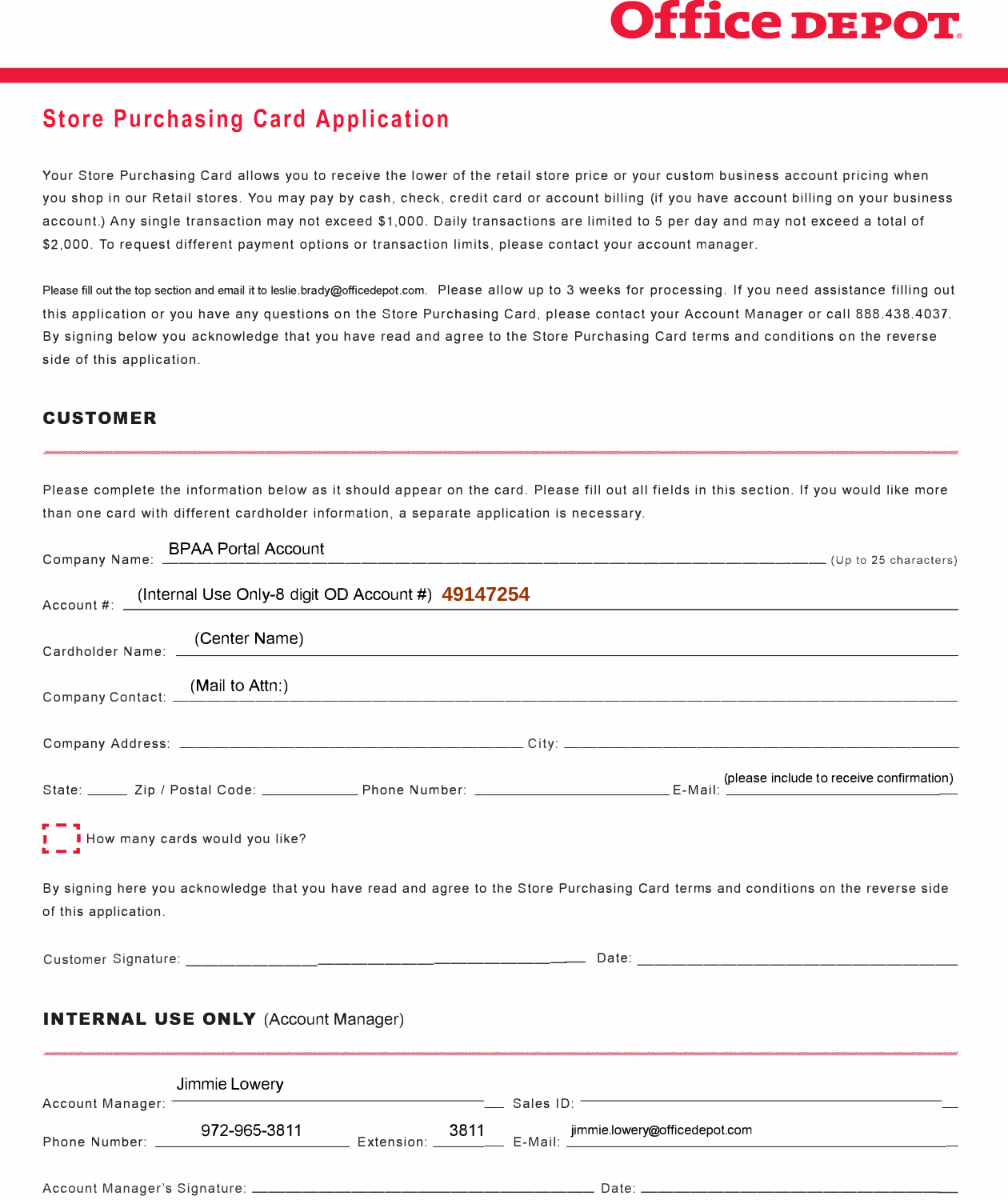**Office DEPOT**

# Store Purchasing Card Application

Your Store Purchasing Card allows you to receive the lower of the retail store price or your custom business account pricing when you shop in our Retail stores. You may pay by cash, check, credit card or account billing (if you have account billing on your business account.) Any single transaction may not exceed $1,000. Daily transactions are limited to 5 per day and may not exceed a total of $2,000. To request different payment options or transaction limits, please contact your account manager.

Please fill out the top section and email it to leslie.brady@officedepot.com. Please allow up to 3 weeks for processing. If you need assistance filling out this application or you have any questions on the Store Purchasing Card, please contact your Account Manager or call 888.438.4037. By signing below you acknowledge that you have read and agree to the Store Purchasing Card terms and conditions on the reverse side of this application.

## CUSTOMER

Please complete the information below as it should appear on the card. Please fill out all fields in this section. If you would like more than one card with different cardholder information, a separate application is necessary.

Company Name: BPAA Portal Account (Up to 25 characters)

Account #: (Internal Use Only-8 digit OD Account #) **49147254**

Cardholder Name: (Center Name)

Company Contact: (Mail to Attn:)

Company Address: ______________________ City: ______________________

State: _____ Zip / Postal Code: __________ Phone Number: ______________ E-Mail: (please include to receive confirmation)

☐ How many cards would you like?

By signing here you acknowledge that you have read and agree to the Store Purchasing Card terms and conditions on the reverse side of this application.

Customer Signature: ______________________ Date: ______________________

## INTERNAL USE ONLY (Account Manager)

Account Manager: Jimmie Lowery Sales ID: ______________________

Phone Number: 972-965-3811 Extension: 3811 E-Mail: jimmie.lowery@officedepot.com

Account Manager's Signature: ______________________ Date: ______________________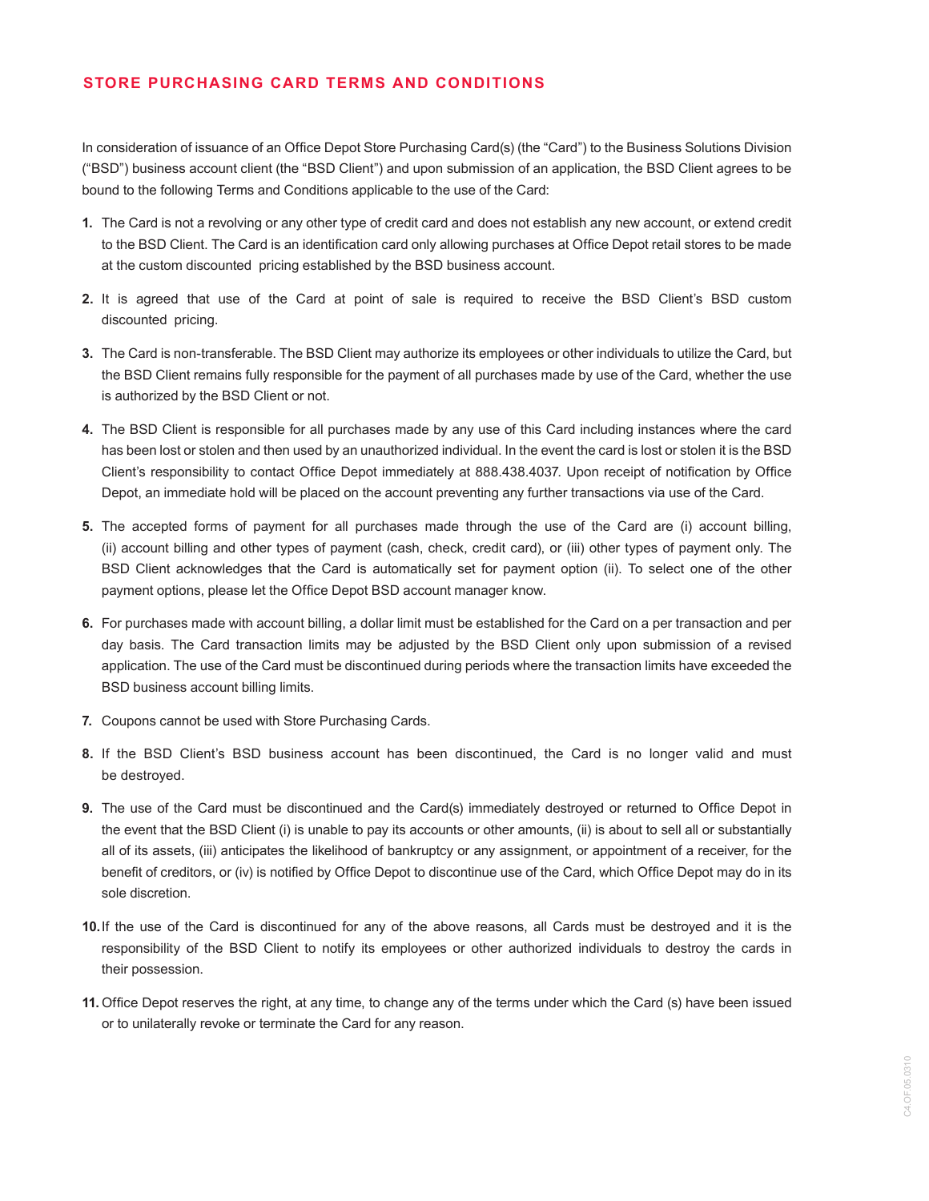## STORE PURCHASING CARD TERMS AND CONDITIONS

In consideration of issuance of an Office Depot Store Purchasing Card(s) (the "Card") to the Business Solutions Division ("BSD") business account client (the "BSD Client") and upon submission of an application, the BSD Client agrees to be bound to the following Terms and Conditions applicable to the use of the Card:

1. The Card is not a revolving or any other type of credit card and does not establish any new account, or extend credit to the BSD Client. The Card is an identification card only allowing purchases at Office Depot retail stores to be made at the custom discounted pricing established by the BSD business account.

2. It is agreed that use of the Card at point of sale is required to receive the BSD Client's BSD custom discounted pricing.

3. The Card is non-transferable. The BSD Client may authorize its employees or other individuals to utilize the Card, but the BSD Client remains fully responsible for the payment of all purchases made by use of the Card, whether the use is authorized by the BSD Client or not.

4. The BSD Client is responsible for all purchases made by any use of this Card including instances where the card has been lost or stolen and then used by an unauthorized individual. In the event the card is lost or stolen it is the BSD Client's responsibility to contact Office Depot immediately at 888.438.4037. Upon receipt of notification by Office Depot, an immediate hold will be placed on the account preventing any further transactions via use of the Card.

5. The accepted forms of payment for all purchases made through the use of the Card are (i) account billing, (ii) account billing and other types of payment (cash, check, credit card), or (iii) other types of payment only. The BSD Client acknowledges that the Card is automatically set for payment option (ii). To select one of the other payment options, please let the Office Depot BSD account manager know.

6. For purchases made with account billing, a dollar limit must be established for the Card on a per transaction and per day basis. The Card transaction limits may be adjusted by the BSD Client only upon submission of a revised application. The use of the Card must be discontinued during periods where the transaction limits have exceeded the BSD business account billing limits.

7. Coupons cannot be used with Store Purchasing Cards.

8. If the BSD Client's BSD business account has been discontinued, the Card is no longer valid and must be destroyed.

9. The use of the Card must be discontinued and the Card(s) immediately destroyed or returned to Office Depot in the event that the BSD Client (i) is unable to pay its accounts or other amounts, (ii) is about to sell all or substantially all of its assets, (iii) anticipates the likelihood of bankruptcy or any assignment, or appointment of a receiver, for the benefit of creditors, or (iv) is notified by Office Depot to discontinue use of the Card, which Office Depot may do in its sole discretion.

10. If the use of the Card is discontinued for any of the above reasons, all Cards must be destroyed and it is the responsibility of the BSD Client to notify its employees or other authorized individuals to destroy the cards in their possession.

11. Office Depot reserves the right, at any time, to change any of the terms under which the Card (s) have been issued or to unilaterally revoke or terminate the Card for any reason.

C4.OF.05.0310